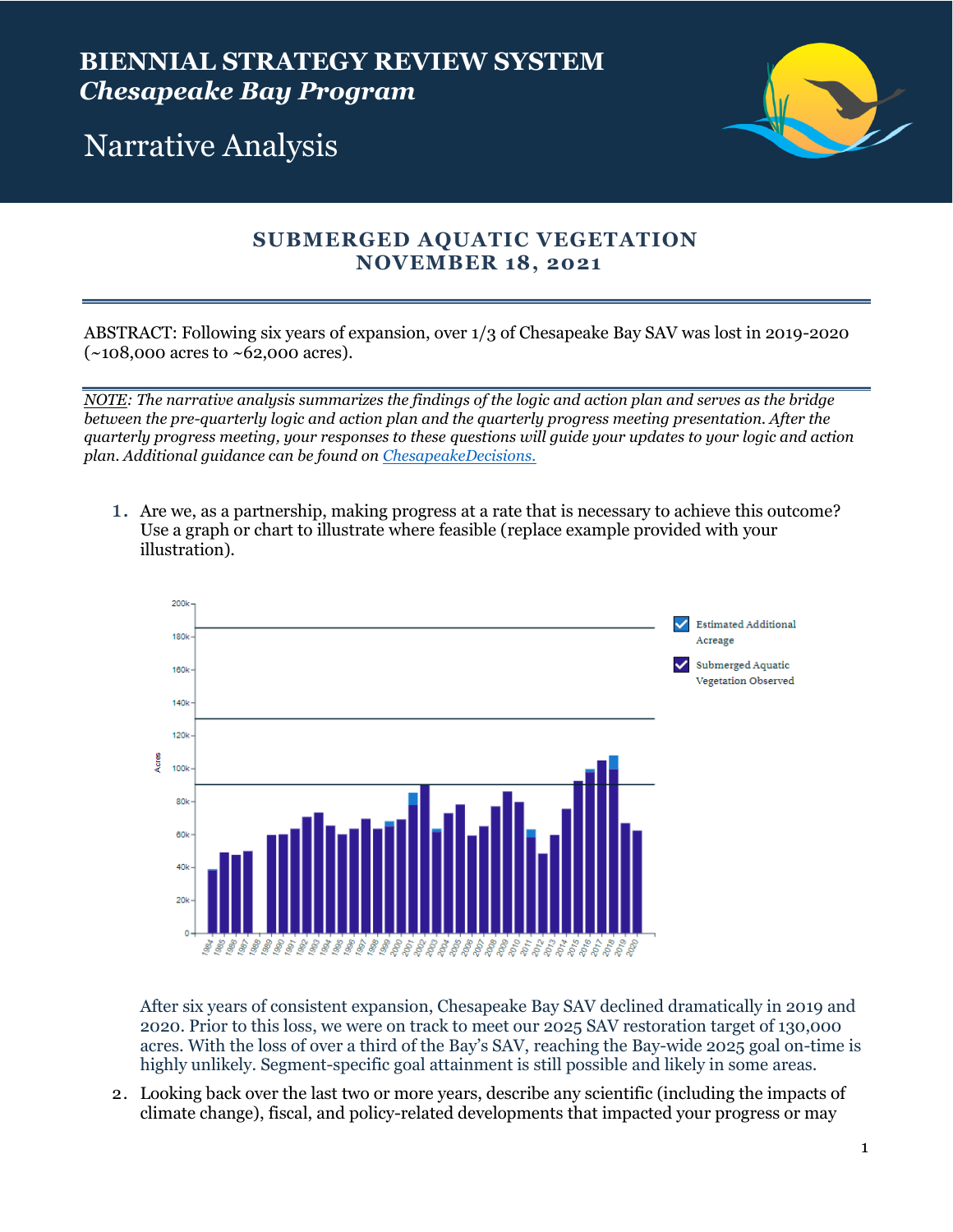# BIENNIAL STRATEGY REVIEW SYSTEM
***Chesapeake Bay Program***

# Narrative Analysis

## SUBMERGED AQUATIC VEGETATION
## NOVEMBER 18, 2021

ABSTRACT: Following six years of expansion, over 1/3 of Chesapeake Bay SAV was lost in 2019-2020 (~108,000 acres to ~62,000 acres).

*NOTE: The narrative analysis summarizes the findings of the logic and action plan and serves as the bridge between the pre-quarterly logic and action plan and the quarterly progress meeting presentation. After the quarterly progress meeting, your responses to these questions will guide your updates to your logic and action plan. Additional guidance can be found on* [*ChesapeakeDecisions.*](ChesapeakeDecisions)

1. Are we, as a partnership, making progress at a rate that is necessary to achieve this outcome? Use a graph or chart to illustrate where feasible (replace example provided with your illustration).

   After six years of consistent expansion, Chesapeake Bay SAV declined dramatically in 2019 and 2020. Prior to this loss, we were on track to meet our 2025 SAV restoration target of 130,000 acres. With the loss of over a third of the Bay's SAV, reaching the Bay-wide 2025 goal on-time is highly unlikely. Segment-specific goal attainment is still possible and likely in some areas.

2. Looking back over the last two or more years, describe any scientific (including the impacts of climate change), fiscal, and policy-related developments that impacted your progress or may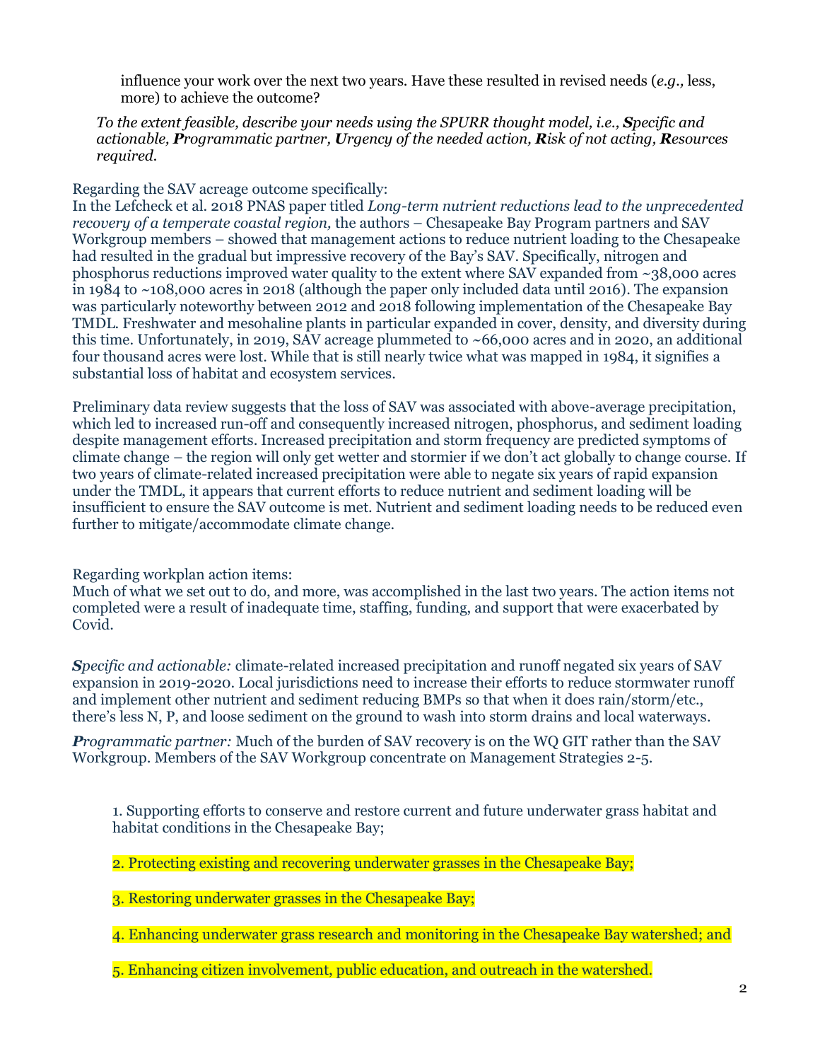influence your work over the next two years. Have these resulted in revised needs (*e.g.,* less, more) to achieve the outcome?

*To the extent feasible, describe your needs using the SPURR thought model, i.e.,* ***S****pecific and actionable,* ***P****rogrammatic partner,* ***U****rgency of the needed action,* ***R****isk of not acting,* ***R****esources required.*

Regarding the SAV acreage outcome specifically:
In the Lefcheck et al. 2018 PNAS paper titled *Long-term nutrient reductions lead to the unprecedented recovery of a temperate coastal region,* the authors – Chesapeake Bay Program partners and SAV Workgroup members – showed that management actions to reduce nutrient loading to the Chesapeake had resulted in the gradual but impressive recovery of the Bay's SAV. Specifically, nitrogen and phosphorus reductions improved water quality to the extent where SAV expanded from ~38,000 acres in 1984 to ~108,000 acres in 2018 (although the paper only included data until 2016). The expansion was particularly noteworthy between 2012 and 2018 following implementation of the Chesapeake Bay TMDL. Freshwater and mesohaline plants in particular expanded in cover, density, and diversity during this time. Unfortunately, in 2019, SAV acreage plummeted to ~66,000 acres and in 2020, an additional four thousand acres were lost. While that is still nearly twice what was mapped in 1984, it signifies a substantial loss of habitat and ecosystem services.

Preliminary data review suggests that the loss of SAV was associated with above-average precipitation, which led to increased run-off and consequently increased nitrogen, phosphorus, and sediment loading despite management efforts. Increased precipitation and storm frequency are predicted symptoms of climate change – the region will only get wetter and stormier if we don't act globally to change course. If two years of climate-related increased precipitation were able to negate six years of rapid expansion under the TMDL, it appears that current efforts to reduce nutrient and sediment loading will be insufficient to ensure the SAV outcome is met. Nutrient and sediment loading needs to be reduced even further to mitigate/accommodate climate change.

Regarding workplan action items:
Much of what we set out to do, and more, was accomplished in the last two years. The action items not completed were a result of inadequate time, staffing, funding, and support that were exacerbated by Covid.

***S****pecific and actionable:* climate-related increased precipitation and runoff negated six years of SAV expansion in 2019-2020. Local jurisdictions need to increase their efforts to reduce stormwater runoff and implement other nutrient and sediment reducing BMPs so that when it does rain/storm/etc., there's less N, P, and loose sediment on the ground to wash into storm drains and local waterways.

***P****rogrammatic partner:* Much of the burden of SAV recovery is on the WQ GIT rather than the SAV Workgroup. Members of the SAV Workgroup concentrate on Management Strategies 2-5.

1. Supporting efforts to conserve and restore current and future underwater grass habitat and habitat conditions in the Chesapeake Bay;

2. Protecting existing and recovering underwater grasses in the Chesapeake Bay;

3. Restoring underwater grasses in the Chesapeake Bay;

4. Enhancing underwater grass research and monitoring in the Chesapeake Bay watershed; and

5. Enhancing citizen involvement, public education, and outreach in the watershed.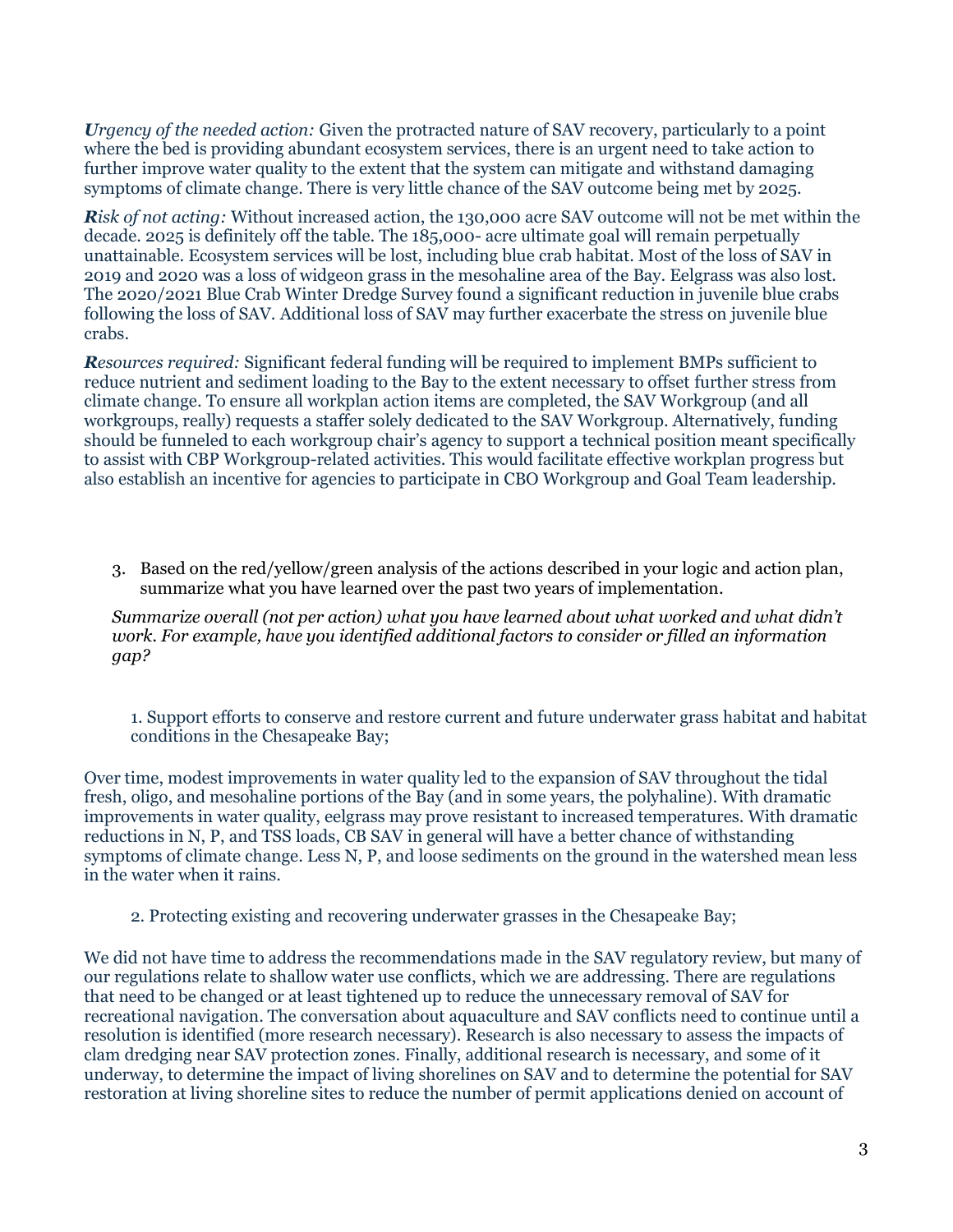***U****rgency of the needed action:* Given the protracted nature of SAV recovery, particularly to a point where the bed is providing abundant ecosystem services, there is an urgent need to take action to further improve water quality to the extent that the system can mitigate and withstand damaging symptoms of climate change. There is very little chance of the SAV outcome being met by 2025.

***R****isk of not acting:* Without increased action, the 130,000 acre SAV outcome will not be met within the decade. 2025 is definitely off the table. The 185,000- acre ultimate goal will remain perpetually unattainable. Ecosystem services will be lost, including blue crab habitat. Most of the loss of SAV in 2019 and 2020 was a loss of widgeon grass in the mesohaline area of the Bay. Eelgrass was also lost. The 2020/2021 Blue Crab Winter Dredge Survey found a significant reduction in juvenile blue crabs following the loss of SAV. Additional loss of SAV may further exacerbate the stress on juvenile blue crabs.

***R****esources required:* Significant federal funding will be required to implement BMPs sufficient to reduce nutrient and sediment loading to the Bay to the extent necessary to offset further stress from climate change. To ensure all workplan action items are completed, the SAV Workgroup (and all workgroups, really) requests a staffer solely dedicated to the SAV Workgroup. Alternatively, funding should be funneled to each workgroup chair's agency to support a technical position meant specifically to assist with CBP Workgroup-related activities. This would facilitate effective workplan progress but also establish an incentive for agencies to participate in CBO Workgroup and Goal Team leadership.

3. Based on the red/yellow/green analysis of the actions described in your logic and action plan, summarize what you have learned over the past two years of implementation.

*Summarize overall (not per action) what you have learned about what worked and what didn't work. For example, have you identified additional factors to consider or filled an information gap?*

1. Support efforts to conserve and restore current and future underwater grass habitat and habitat conditions in the Chesapeake Bay;

Over time, modest improvements in water quality led to the expansion of SAV throughout the tidal fresh, oligo, and mesohaline portions of the Bay (and in some years, the polyhaline). With dramatic improvements in water quality, eelgrass may prove resistant to increased temperatures. With dramatic reductions in N, P, and TSS loads, CB SAV in general will have a better chance of withstanding symptoms of climate change. Less N, P, and loose sediments on the ground in the watershed mean less in the water when it rains.

2. Protecting existing and recovering underwater grasses in the Chesapeake Bay;

We did not have time to address the recommendations made in the SAV regulatory review, but many of our regulations relate to shallow water use conflicts, which we are addressing. There are regulations that need to be changed or at least tightened up to reduce the unnecessary removal of SAV for recreational navigation. The conversation about aquaculture and SAV conflicts need to continue until a resolution is identified (more research necessary). Research is also necessary to assess the impacts of clam dredging near SAV protection zones. Finally, additional research is necessary, and some of it underway, to determine the impact of living shorelines on SAV and to determine the potential for SAV restoration at living shoreline sites to reduce the number of permit applications denied on account of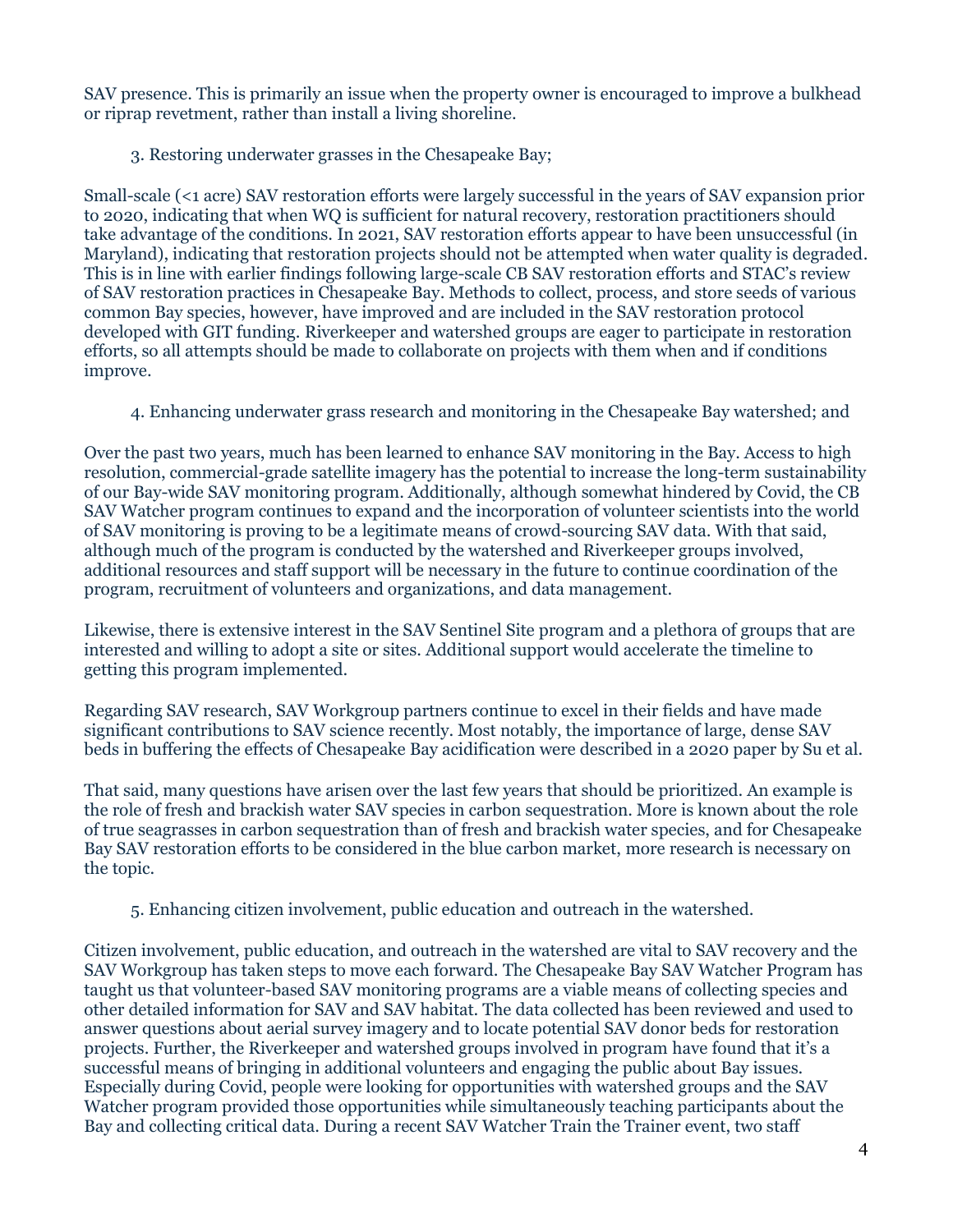SAV presence. This is primarily an issue when the property owner is encouraged to improve a bulkhead or riprap revetment, rather than install a living shoreline.

3. Restoring underwater grasses in the Chesapeake Bay;

Small-scale (<1 acre) SAV restoration efforts were largely successful in the years of SAV expansion prior to 2020, indicating that when WQ is sufficient for natural recovery, restoration practitioners should take advantage of the conditions. In 2021, SAV restoration efforts appear to have been unsuccessful (in Maryland), indicating that restoration projects should not be attempted when water quality is degraded. This is in line with earlier findings following large-scale CB SAV restoration efforts and STAC's review of SAV restoration practices in Chesapeake Bay. Methods to collect, process, and store seeds of various common Bay species, however, have improved and are included in the SAV restoration protocol developed with GIT funding. Riverkeeper and watershed groups are eager to participate in restoration efforts, so all attempts should be made to collaborate on projects with them when and if conditions improve.

4. Enhancing underwater grass research and monitoring in the Chesapeake Bay watershed; and

Over the past two years, much has been learned to enhance SAV monitoring in the Bay. Access to high resolution, commercial-grade satellite imagery has the potential to increase the long-term sustainability of our Bay-wide SAV monitoring program. Additionally, although somewhat hindered by Covid, the CB SAV Watcher program continues to expand and the incorporation of volunteer scientists into the world of SAV monitoring is proving to be a legitimate means of crowd-sourcing SAV data. With that said, although much of the program is conducted by the watershed and Riverkeeper groups involved, additional resources and staff support will be necessary in the future to continue coordination of the program, recruitment of volunteers and organizations, and data management.

Likewise, there is extensive interest in the SAV Sentinel Site program and a plethora of groups that are interested and willing to adopt a site or sites. Additional support would accelerate the timeline to getting this program implemented.

Regarding SAV research, SAV Workgroup partners continue to excel in their fields and have made significant contributions to SAV science recently. Most notably, the importance of large, dense SAV beds in buffering the effects of Chesapeake Bay acidification were described in a 2020 paper by Su et al.

That said, many questions have arisen over the last few years that should be prioritized. An example is the role of fresh and brackish water SAV species in carbon sequestration. More is known about the role of true seagrasses in carbon sequestration than of fresh and brackish water species, and for Chesapeake Bay SAV restoration efforts to be considered in the blue carbon market, more research is necessary on the topic.

5. Enhancing citizen involvement, public education and outreach in the watershed.

Citizen involvement, public education, and outreach in the watershed are vital to SAV recovery and the SAV Workgroup has taken steps to move each forward. The Chesapeake Bay SAV Watcher Program has taught us that volunteer-based SAV monitoring programs are a viable means of collecting species and other detailed information for SAV and SAV habitat. The data collected has been reviewed and used to answer questions about aerial survey imagery and to locate potential SAV donor beds for restoration projects. Further, the Riverkeeper and watershed groups involved in program have found that it's a successful means of bringing in additional volunteers and engaging the public about Bay issues. Especially during Covid, people were looking for opportunities with watershed groups and the SAV Watcher program provided those opportunities while simultaneously teaching participants about the Bay and collecting critical data. During a recent SAV Watcher Train the Trainer event, two staff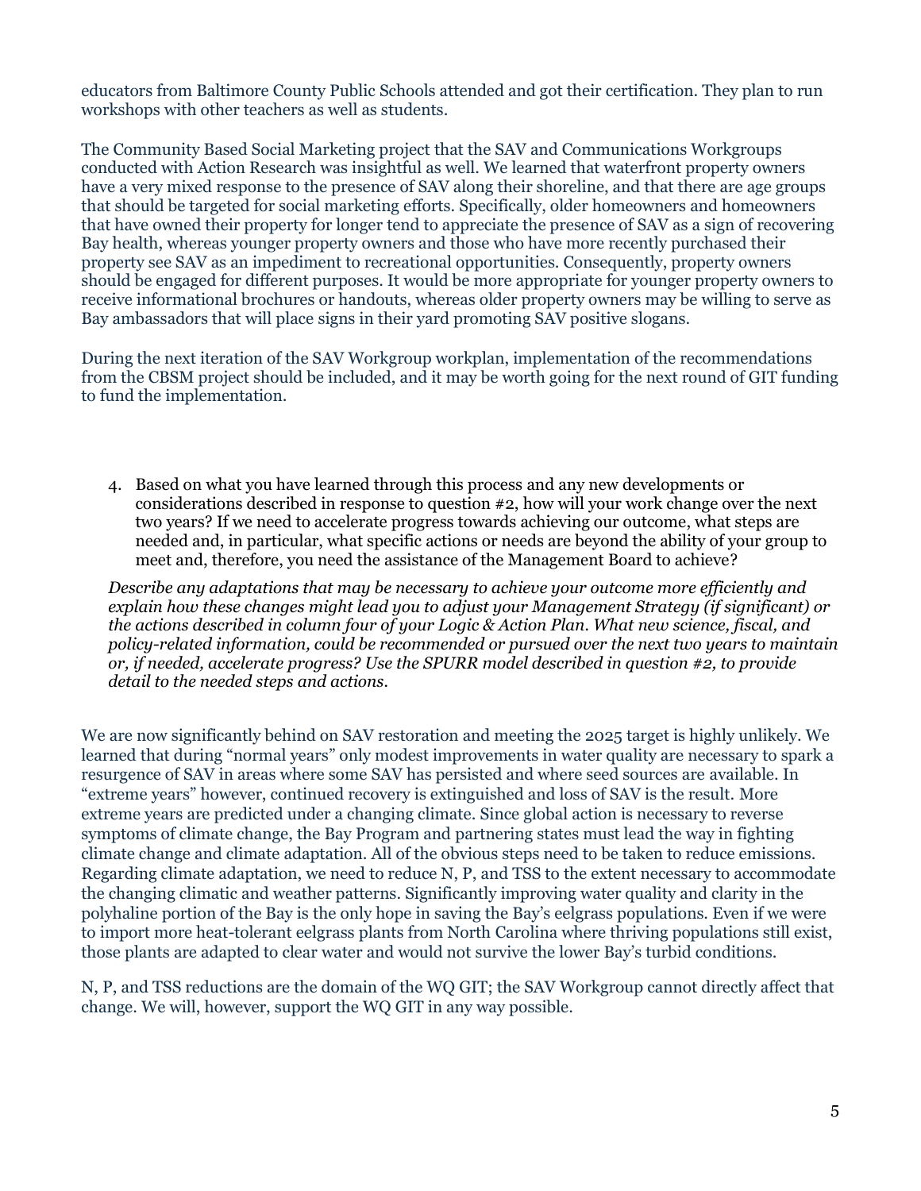educators from Baltimore County Public Schools attended and got their certification. They plan to run workshops with other teachers as well as students.

The Community Based Social Marketing project that the SAV and Communications Workgroups conducted with Action Research was insightful as well. We learned that waterfront property owners have a very mixed response to the presence of SAV along their shoreline, and that there are age groups that should be targeted for social marketing efforts. Specifically, older homeowners and homeowners that have owned their property for longer tend to appreciate the presence of SAV as a sign of recovering Bay health, whereas younger property owners and those who have more recently purchased their property see SAV as an impediment to recreational opportunities. Consequently, property owners should be engaged for different purposes. It would be more appropriate for younger property owners to receive informational brochures or handouts, whereas older property owners may be willing to serve as Bay ambassadors that will place signs in their yard promoting SAV positive slogans.

During the next iteration of the SAV Workgroup workplan, implementation of the recommendations from the CBSM project should be included, and it may be worth going for the next round of GIT funding to fund the implementation.

4. Based on what you have learned through this process and any new developments or considerations described in response to question #2, how will your work change over the next two years? If we need to accelerate progress towards achieving our outcome, what steps are needed and, in particular, what specific actions or needs are beyond the ability of your group to meet and, therefore, you need the assistance of the Management Board to achieve?

*Describe any adaptations that may be necessary to achieve your outcome more efficiently and explain how these changes might lead you to adjust your Management Strategy (if significant) or the actions described in column four of your Logic & Action Plan. What new science, fiscal, and policy-related information, could be recommended or pursued over the next two years to maintain or, if needed, accelerate progress? Use the SPURR model described in question #2, to provide detail to the needed steps and actions.*

We are now significantly behind on SAV restoration and meeting the 2025 target is highly unlikely. We learned that during "normal years" only modest improvements in water quality are necessary to spark a resurgence of SAV in areas where some SAV has persisted and where seed sources are available. In "extreme years" however, continued recovery is extinguished and loss of SAV is the result. More extreme years are predicted under a changing climate. Since global action is necessary to reverse symptoms of climate change, the Bay Program and partnering states must lead the way in fighting climate change and climate adaptation. All of the obvious steps need to be taken to reduce emissions. Regarding climate adaptation, we need to reduce N, P, and TSS to the extent necessary to accommodate the changing climatic and weather patterns. Significantly improving water quality and clarity in the polyhaline portion of the Bay is the only hope in saving the Bay's eelgrass populations. Even if we were to import more heat-tolerant eelgrass plants from North Carolina where thriving populations still exist, those plants are adapted to clear water and would not survive the lower Bay's turbid conditions.

N, P, and TSS reductions are the domain of the WQ GIT; the SAV Workgroup cannot directly affect that change. We will, however, support the WQ GIT in any way possible.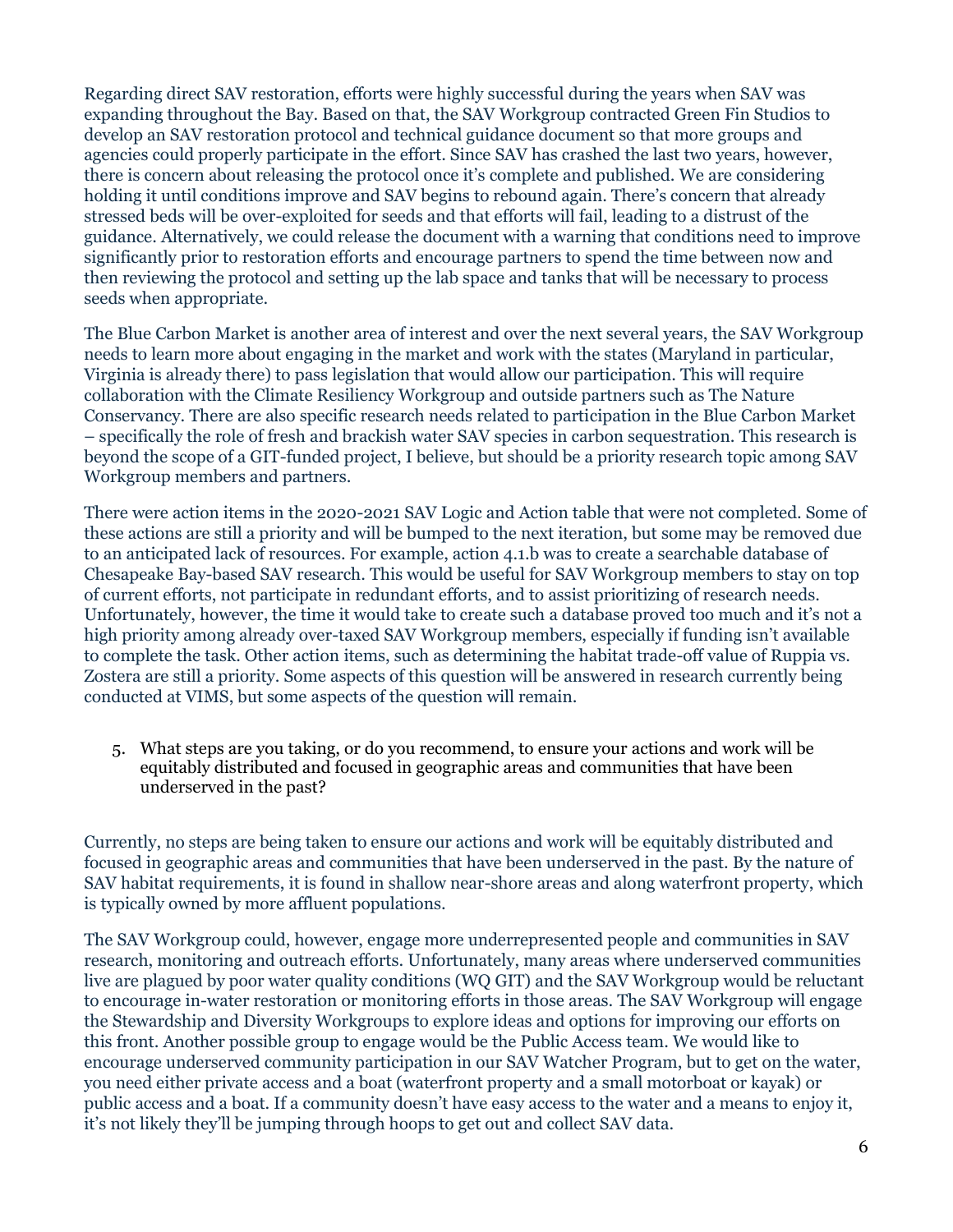Regarding direct SAV restoration, efforts were highly successful during the years when SAV was expanding throughout the Bay. Based on that, the SAV Workgroup contracted Green Fin Studios to develop an SAV restoration protocol and technical guidance document so that more groups and agencies could properly participate in the effort. Since SAV has crashed the last two years, however, there is concern about releasing the protocol once it's complete and published. We are considering holding it until conditions improve and SAV begins to rebound again. There's concern that already stressed beds will be over-exploited for seeds and that efforts will fail, leading to a distrust of the guidance. Alternatively, we could release the document with a warning that conditions need to improve significantly prior to restoration efforts and encourage partners to spend the time between now and then reviewing the protocol and setting up the lab space and tanks that will be necessary to process seeds when appropriate.

The Blue Carbon Market is another area of interest and over the next several years, the SAV Workgroup needs to learn more about engaging in the market and work with the states (Maryland in particular, Virginia is already there) to pass legislation that would allow our participation. This will require collaboration with the Climate Resiliency Workgroup and outside partners such as The Nature Conservancy. There are also specific research needs related to participation in the Blue Carbon Market – specifically the role of fresh and brackish water SAV species in carbon sequestration. This research is beyond the scope of a GIT-funded project, I believe, but should be a priority research topic among SAV Workgroup members and partners.

There were action items in the 2020-2021 SAV Logic and Action table that were not completed. Some of these actions are still a priority and will be bumped to the next iteration, but some may be removed due to an anticipated lack of resources. For example, action 4.1.b was to create a searchable database of Chesapeake Bay-based SAV research. This would be useful for SAV Workgroup members to stay on top of current efforts, not participate in redundant efforts, and to assist prioritizing of research needs. Unfortunately, however, the time it would take to create such a database proved too much and it's not a high priority among already over-taxed SAV Workgroup members, especially if funding isn't available to complete the task. Other action items, such as determining the habitat trade-off value of Ruppia vs. Zostera are still a priority. Some aspects of this question will be answered in research currently being conducted at VIMS, but some aspects of the question will remain.

5. What steps are you taking, or do you recommend, to ensure your actions and work will be equitably distributed and focused in geographic areas and communities that have been underserved in the past?

Currently, no steps are being taken to ensure our actions and work will be equitably distributed and focused in geographic areas and communities that have been underserved in the past. By the nature of SAV habitat requirements, it is found in shallow near-shore areas and along waterfront property, which is typically owned by more affluent populations.

The SAV Workgroup could, however, engage more underrepresented people and communities in SAV research, monitoring and outreach efforts. Unfortunately, many areas where underserved communities live are plagued by poor water quality conditions (WQ GIT) and the SAV Workgroup would be reluctant to encourage in-water restoration or monitoring efforts in those areas. The SAV Workgroup will engage the Stewardship and Diversity Workgroups to explore ideas and options for improving our efforts on this front. Another possible group to engage would be the Public Access team. We would like to encourage underserved community participation in our SAV Watcher Program, but to get on the water, you need either private access and a boat (waterfront property and a small motorboat or kayak) or public access and a boat. If a community doesn't have easy access to the water and a means to enjoy it, it's not likely they'll be jumping through hoops to get out and collect SAV data.